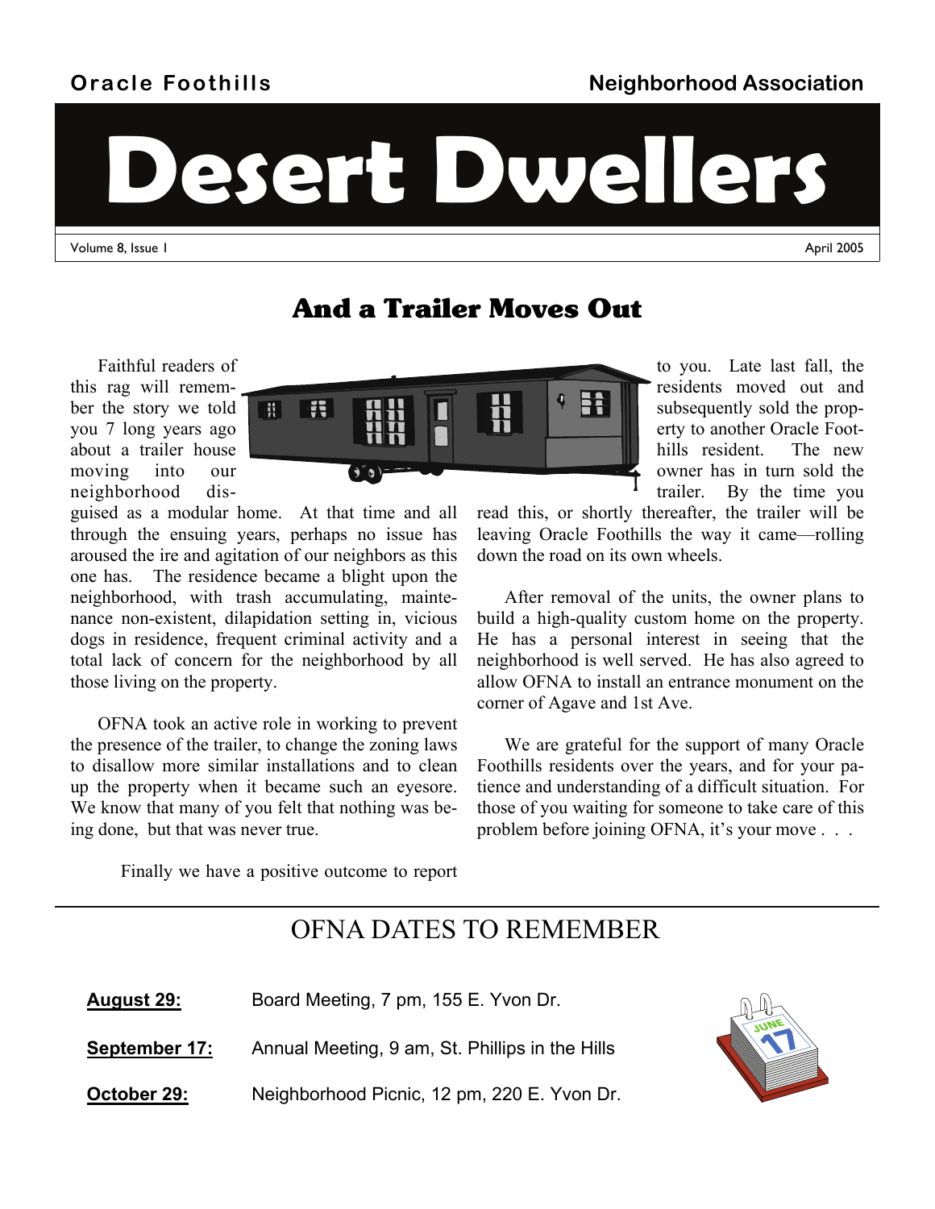Oracle Foothills Neighborhood Association

# Desert Dwellers

Volume 8, Issue 1 April 2005

## And a Trailer Moves Out

Faithful readers of this rag will remember the story we told you 7 long years ago about a trailer house moving into our neighborhood disguised as a modular home. At that time and all through the ensuing years, perhaps no issue has aroused the ire and agitation of our neighbors as this one has. The residence became a blight upon the neighborhood, with trash accumulating, maintenance non-existent, dilapidation setting in, vicious dogs in residence, frequent criminal activity and a total lack of concern for the neighborhood by all those living on the property.

OFNA took an active role in working to prevent the presence of the trailer, to change the zoning laws to disallow more similar installations and to clean up the property when it became such an eyesore. We know that many of you felt that nothing was being done, but that was never true.

Finally we have a positive outcome to report to you. Late last fall, the residents moved out and subsequently sold the property to another Oracle Foothills resident. The new owner has in turn sold the trailer. By the time you read this, or shortly thereafter, the trailer will be leaving Oracle Foothills the way it came—rolling down the road on its own wheels.

After removal of the units, the owner plans to build a high-quality custom home on the property. He has a personal interest in seeing that the neighborhood is well served. He has also agreed to allow OFNA to install an entrance monument on the corner of Agave and 1st Ave.

We are grateful for the support of many Oracle Foothills residents over the years, and for your patience and understanding of a difficult situation. For those of you waiting for someone to take care of this problem before joining OFNA, it's your move . . .

## OFNA DATES TO REMEMBER

**August 29:** Board Meeting, 7 pm, 155 E. Yvon Dr.

**September 17:** Annual Meeting, 9 am, St. Phillips in the Hills

**October 29:** Neighborhood Picnic, 12 pm, 220 E. Yvon Dr.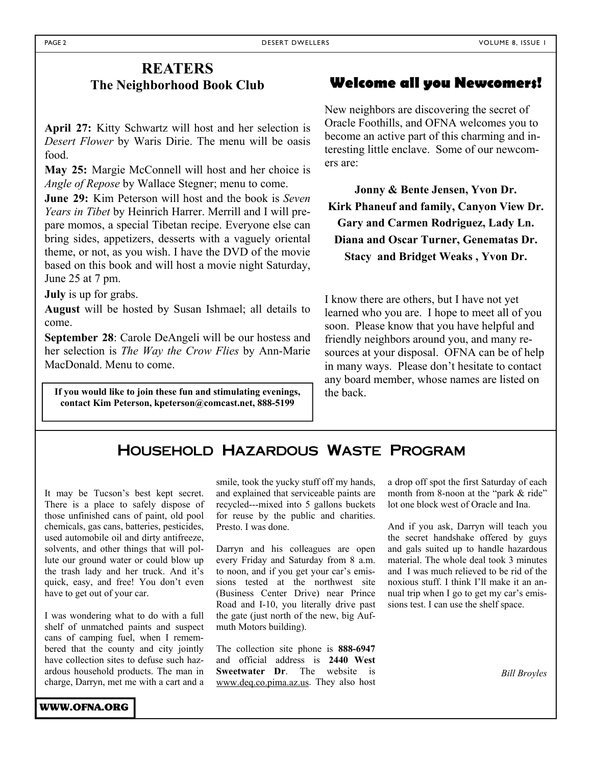## REATERS

### The Neighborhood Book Club

**April 27:** Kitty Schwartz will host and her selection is *Desert Flower* by Waris Dirie. The menu will be oasis food.

**May 25:** Margie McConnell will host and her choice is *Angle of Repose* by Wallace Stegner; menu to come.

**June 29:** Kim Peterson will host and the book is *Seven Years in Tibet* by Heinrich Harrer. Merrill and I will prepare momos, a special Tibetan recipe. Everyone else can bring sides, appetizers, desserts with a vaguely oriental theme, or not, as you wish. I have the DVD of the movie based on this book and will host a movie night Saturday, June 25 at 7 pm.

**July** is up for grabs.

**August** will be hosted by Susan Ishmael; all details to come.

**September 28**: Carole DeAngeli will be our hostess and her selection is *The Way the Crow Flies* by Ann-Marie MacDonald. Menu to come.

**If you would like to join these fun and stimulating evenings, contact Kim Peterson, kpeterson@comcast.net, 888-5199**

## Welcome all you Newcomers!

New neighbors are discovering the secret of Oracle Foothills, and OFNA welcomes you to become an active part of this charming and interesting little enclave. Some of our newcomers are:

**Jonny & Bente Jensen, Yvon Dr.**
**Kirk Phaneuf and family, Canyon View Dr.**
**Gary and Carmen Rodriguez, Lady Ln.**
**Diana and Oscar Turner, Genematas Dr.**
**Stacy and Bridget Weaks , Yvon Dr.**

I know there are others, but I have not yet learned who you are. I hope to meet all of you soon. Please know that you have helpful and friendly neighbors around you, and many resources at your disposal. OFNA can be of help in many ways. Please don't hesitate to contact any board member, whose names are listed on the back.

## Household Hazardous Waste Program

It may be Tucson's best kept secret. There is a place to safely dispose of those unfinished cans of paint, old pool chemicals, gas cans, batteries, pesticides, used automobile oil and dirty antifreeze, solvents, and other things that will pollute our ground water or could blow up the trash lady and her truck. And it's quick, easy, and free! You don't even have to get out of your car.

I was wondering what to do with a full shelf of unmatched paints and suspect cans of camping fuel, when I remembered that the county and city jointly have collection sites to defuse such hazardous household products. The man in charge, Darryn, met me with a cart and a smile, took the yucky stuff off my hands, and explained that serviceable paints are recycled---mixed into 5 gallons buckets for reuse by the public and charities. Presto. I was done.

Darryn and his colleagues are open every Friday and Saturday from 8 a.m. to noon, and if you get your car's emissions tested at the northwest site (Business Center Drive) near Prince Road and I-10, you literally drive past the gate (just north of the new, big Aufmuth Motors building).

The collection site phone is **888-6947** and official address is **2440 West Sweetwater Dr**. The website is www.deq.co.pima.az.us. They also host a drop off spot the first Saturday of each month from 8-noon at the "park & ride" lot one block west of Oracle and Ina.

And if you ask, Darryn will teach you the secret handshake offered by guys and gals suited up to handle hazardous material. The whole deal took 3 minutes and I was much relieved to be rid of the noxious stuff. I think I'll make it an annual trip when I go to get my car's emissions test. I can use the shelf space.

*Bill Broyles*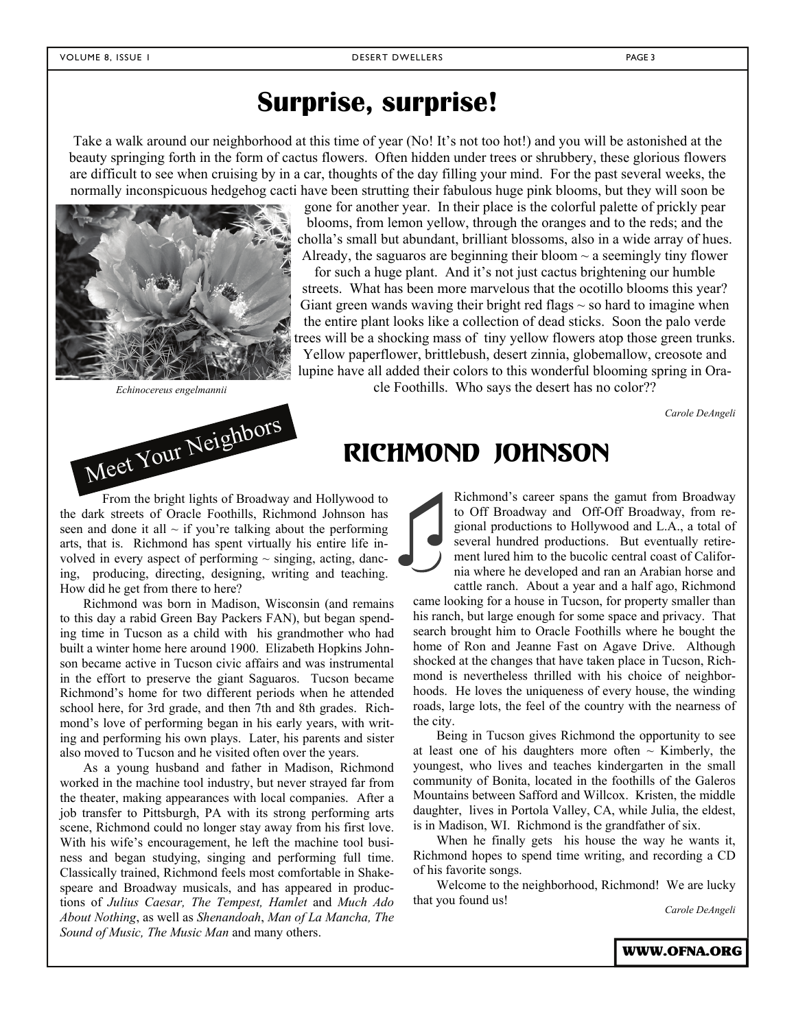# Surprise, surprise!

Take a walk around our neighborhood at this time of year (No! It's not too hot!) and you will be astonished at the beauty springing forth in the form of cactus flowers. Often hidden under trees or shrubbery, these glorious flowers are difficult to see when cruising by in a car, thoughts of the day filling your mind. For the past several weeks, the normally inconspicuous hedgehog cacti have been strutting their fabulous huge pink blooms, but they will soon be gone for another year. In their place is the colorful palette of prickly pear blooms, from lemon yellow, through the oranges and to the reds; and the cholla's small but abundant, brilliant blossoms, also in a wide array of hues. Already, the saguaros are beginning their bloom ~ a seemingly tiny flower for such a huge plant. And it's not just cactus brightening our humble streets. What has been more marvelous that the ocotillo blooms this year? Giant green wands waving their bright red flags ~ so hard to imagine when the entire plant looks like a collection of dead sticks. Soon the palo verde trees will be a shocking mass of tiny yellow flowers atop those green trunks. Yellow paperflower, brittlebush, desert zinnia, globemallow, creosote and lupine have all added their colors to this wonderful blooming spring in Oracle Foothills. Who says the desert has no color??

*Echinocereus engelmannii*

*Carole DeAngeli*

Meet Your Neighbors

# RICHMOND JOHNSON

From the bright lights of Broadway and Hollywood to the dark streets of Oracle Foothills, Richmond Johnson has seen and done it all ~ if you're talking about the performing arts, that is. Richmond has spent virtually his entire life involved in every aspect of performing ~ singing, acting, dancing, producing, directing, designing, writing and teaching. How did he get from there to here?

Richmond was born in Madison, Wisconsin (and remains to this day a rabid Green Bay Packers FAN), but began spending time in Tucson as a child with his grandmother who had built a winter home here around 1900. Elizabeth Hopkins Johnson became active in Tucson civic affairs and was instrumental in the effort to preserve the giant Saguaros. Tucson became Richmond's home for two different periods when he attended school here, for 3rd grade, and then 7th and 8th grades. Richmond's love of performing began in his early years, with writing and performing his own plays. Later, his parents and sister also moved to Tucson and he visited often over the years.

As a young husband and father in Madison, Richmond worked in the machine tool industry, but never strayed far from the theater, making appearances with local companies. After a job transfer to Pittsburgh, PA with its strong performing arts scene, Richmond could no longer stay away from his first love. With his wife's encouragement, he left the machine tool business and began studying, singing and performing full time. Classically trained, Richmond feels most comfortable in Shakespeare and Broadway musicals, and has appeared in productions of *Julius Caesar, The Tempest, Hamlet* and *Much Ado About Nothing*, as well as *Shenandoah*, *Man of La Mancha, The Sound of Music, The Music Man* and many others.

Richmond's career spans the gamut from Broadway to Off Broadway and Off-Off Broadway, from regional productions to Hollywood and L.A., a total of several hundred productions. But eventually retirement lured him to the bucolic central coast of California where he developed and ran an Arabian horse and cattle ranch. About a year and a half ago, Richmond came looking for a house in Tucson, for property smaller than his ranch, but large enough for some space and privacy. That search brought him to Oracle Foothills where he bought the home of Ron and Jeanne Fast on Agave Drive. Although shocked at the changes that have taken place in Tucson, Richmond is nevertheless thrilled with his choice of neighborhoods. He loves the uniqueness of every house, the winding roads, large lots, the feel of the country with the nearness of the city.

Being in Tucson gives Richmond the opportunity to see at least one of his daughters more often ~ Kimberly, the youngest, who lives and teaches kindergarten in the small community of Bonita, located in the foothills of the Galeros Mountains between Safford and Willcox. Kristen, the middle daughter, lives in Portola Valley, CA, while Julia, the eldest, is in Madison, WI. Richmond is the grandfather of six.

When he finally gets his house the way he wants it, Richmond hopes to spend time writing, and recording a CD of his favorite songs.

Welcome to the neighborhood, Richmond! We are lucky that you found us!

*Carole DeAngeli*

**WWW.OFNA.ORG**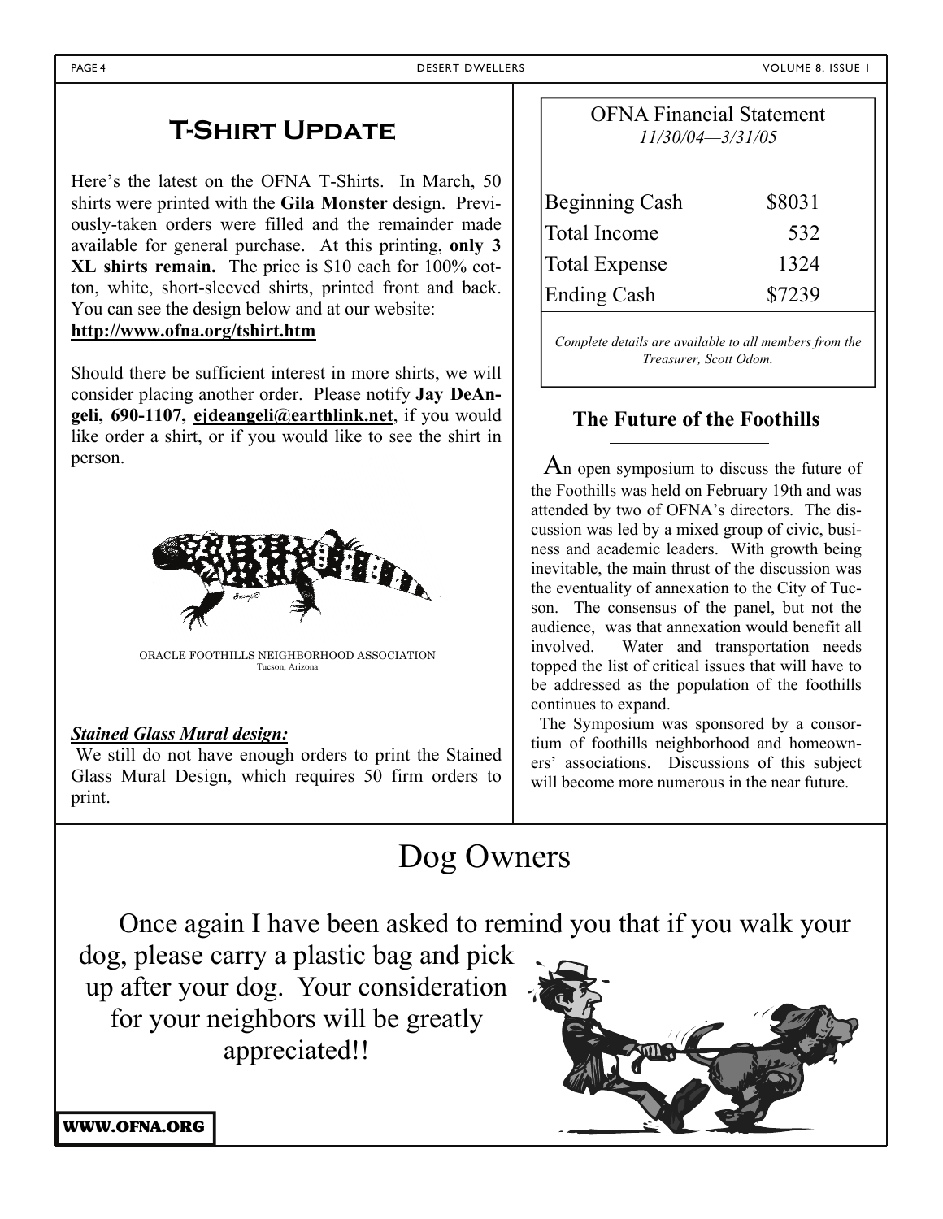## T-Shirt Update

Here's the latest on the OFNA T-Shirts. In March, 50 shirts were printed with the **Gila Monster** design. Previously-taken orders were filled and the remainder made available for general purchase. At this printing, **only 3 XL shirts remain.** The price is $10 each for 100% cotton, white, short-sleeved shirts, printed front and back. You can see the design below and at our website:
**http://www.ofna.org/tshirt.htm**

Should there be sufficient interest in more shirts, we will consider placing another order. Please notify **Jay DeAngeli, 690-1107, ejdeangeli@earthlink.net**, if you would like order a shirt, or if you would like to see the shirt in person.

ORACLE FOOTHILLS NEIGHBORHOOD ASSOCIATION
Tucson, Arizona

***Stained Glass Mural design:***
We still do not have enough orders to print the Stained Glass Mural Design, which requires 50 firm orders to print.

### OFNA Financial Statement

*11/30/04—3/31/05*

| | |
|---|---|
| Beginning Cash | $8031 |
| Total Income | 532 |
| Total Expense | 1324 |
| Ending Cash | $7239 |

*Complete details are available to all members from the Treasurer, Scott Odom.*

### The Future of the Foothills

An open symposium to discuss the future of the Foothills was held on February 19th and was attended by two of OFNA's directors. The discussion was led by a mixed group of civic, business and academic leaders. With growth being inevitable, the main thrust of the discussion was the eventuality of annexation to the City of Tucson. The consensus of the panel, but not the audience, was that annexation would benefit all involved. Water and transportation needs topped the list of critical issues that will have to be addressed as the population of the foothills continues to expand.

The Symposium was sponsored by a consortium of foothills neighborhood and homeowners' associations. Discussions of this subject will become more numerous in the near future.

## Dog Owners

Once again I have been asked to remind you that if you walk your dog, please carry a plastic bag and pick up after your dog. Your consideration for your neighbors will be greatly appreciated!!

**WWW.OFNA.ORG**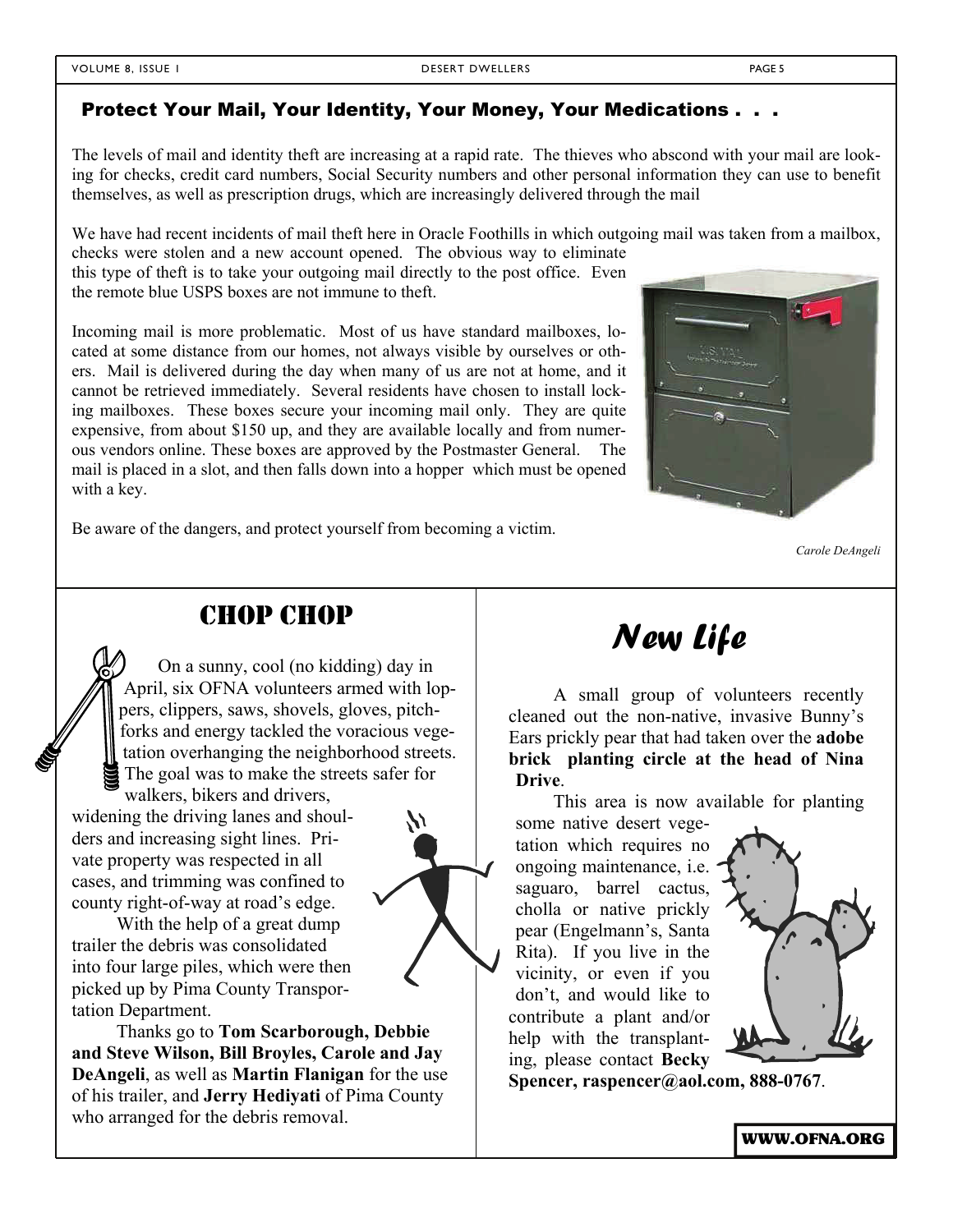## Protect Your Mail, Your Identity, Your Money, Your Medications . . .

The levels of mail and identity theft are increasing at a rapid rate. The thieves who abscond with your mail are looking for checks, credit card numbers, Social Security numbers and other personal information they can use to benefit themselves, as well as prescription drugs, which are increasingly delivered through the mail

We have had recent incidents of mail theft here in Oracle Foothills in which outgoing mail was taken from a mailbox, checks were stolen and a new account opened. The obvious way to eliminate this type of theft is to take your outgoing mail directly to the post office. Even the remote blue USPS boxes are not immune to theft.

Incoming mail is more problematic. Most of us have standard mailboxes, located at some distance from our homes, not always visible by ourselves or others. Mail is delivered during the day when many of us are not at home, and it cannot be retrieved immediately. Several residents have chosen to install locking mailboxes. These boxes secure your incoming mail only. They are quite expensive, from about $150 up, and they are available locally and from numerous vendors online. These boxes are approved by the Postmaster General. The mail is placed in a slot, and then falls down into a hopper which must be opened with a key.

Be aware of the dangers, and protect yourself from becoming a victim.

*Carole DeAngeli*

## CHOP CHOP

On a sunny, cool (no kidding) day in April, six OFNA volunteers armed with loppers, clippers, saws, shovels, gloves, pitchforks and energy tackled the voracious vegetation overhanging the neighborhood streets. The goal was to make the streets safer for walkers, bikers and drivers, widening the driving lanes and shoulders and increasing sight lines. Private property was respected in all cases, and trimming was confined to county right-of-way at road's edge.

With the help of a great dump trailer the debris was consolidated into four large piles, which were then picked up by Pima County Transportation Department.

Thanks go to **Tom Scarborough, Debbie and Steve Wilson, Bill Broyles, Carole and Jay DeAngeli**, as well as **Martin Flanigan** for the use of his trailer, and **Jerry Hediyati** of Pima County who arranged for the debris removal.

## *New Life*

A small group of volunteers recently cleaned out the non-native, invasive Bunny's Ears prickly pear that had taken over the **adobe brick planting circle at the head of Nina Drive**.

This area is now available for planting some native desert vegetation which requires no ongoing maintenance, i.e. saguaro, barrel cactus, cholla or native prickly pear (Engelmann's, Santa Rita). If you live in the vicinity, or even if you don't, and would like to contribute a plant and/or help with the transplanting, please contact **Becky Spencer, raspencer@aol.com, 888-0767**.

**WWW.OFNA.ORG**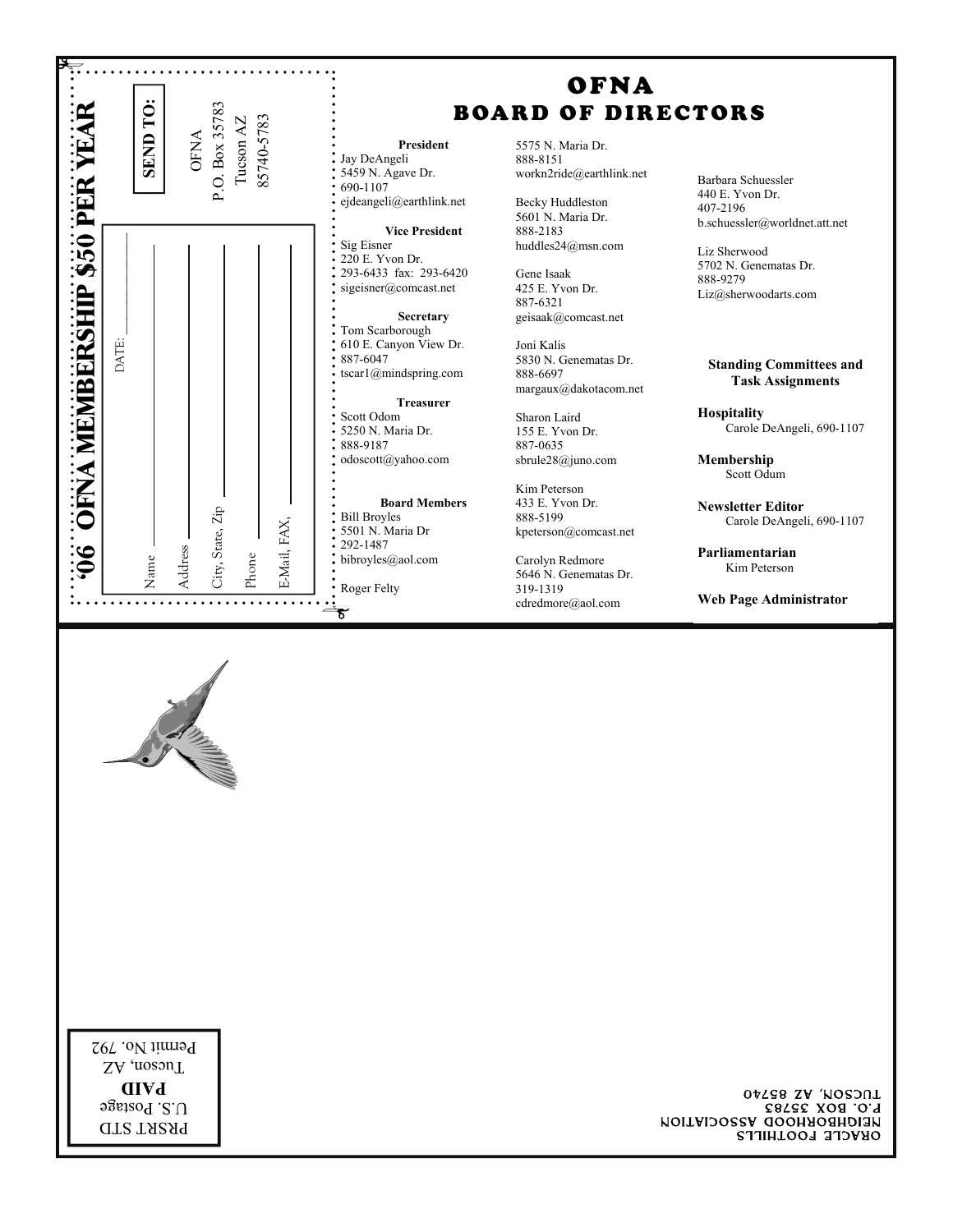# OFNA

## BOARD OF DIRECTORS

**President**
Jay DeAngeli
5459 N. Agave Dr.
690-1107
ejdeangeli@earthlink.net

**Vice President**
Sig Eisner
220 E. Yvon Dr.
293-6433 fax: 293-6420
sigeisner@comcast.net

**Secretary**
Tom Scarborough
610 E. Canyon View Dr.
887-6047
tscar1@mindspring.com

**Treasurer**
Scott Odom
5250 N. Maria Dr.
888-9187
odoscott@yahoo.com

**Board Members**
Bill Broyles
5501 N. Maria Dr
292-1487
bibroyles@aol.com

Roger Felty
5575 N. Maria Dr.
888-8151
workn2ride@earthlink.net

Becky Huddleston
5601 N. Maria Dr.
888-2183
huddles24@msn.com

Gene Isaak
425 E. Yvon Dr.
887-6321
geisaak@comcast.net

Joni Kalis
5830 N. Genematas Dr.
888-6697
margaux@dakotacom.net

Sharon Laird
155 E. Yvon Dr.
887-0635
sbrule28@juno.com

Kim Peterson
433 E. Yvon Dr.
888-5199
kpeterson@comcast.net

Carolyn Redmore
5646 N. Genematas Dr.
319-1319
cdredmore@aol.com

Barbara Schuessler
440 E. Yvon Dr.
407-2196
b.schuessler@worldnet.att.net

Liz Sherwood
5702 N. Genematas Dr.
888-9279
Liz@sherwoodarts.com

**Standing Committees and Task Assignments**

**Hospitality**
Carole DeAngeli, 690-1107

**Membership**
Scott Odum

**Newsletter Editor**
Carole DeAngeli, 690-1107

**Parliamentarian**
Kim Peterson

**Web Page Administrator**

---

**'06 OFNA MEMBERSHIP $50 PER YEAR**

**SEND TO:**
OFNA
P.O. Box 35783
Tucson AZ
85740-5783

DATE: ________

Name ________

Address ________

City, State, Zip ________

Phone ________

E-Mail, FAX, ________

---

ORACLE FOOTHILLS
NEIGHBORHOOD ASSOCIATION
P.O. BOX 35783
TUCSON, AZ 85740

PRSRT STD
U.S. Postage
**PAID**
Tucson, AZ
Permit No. 792